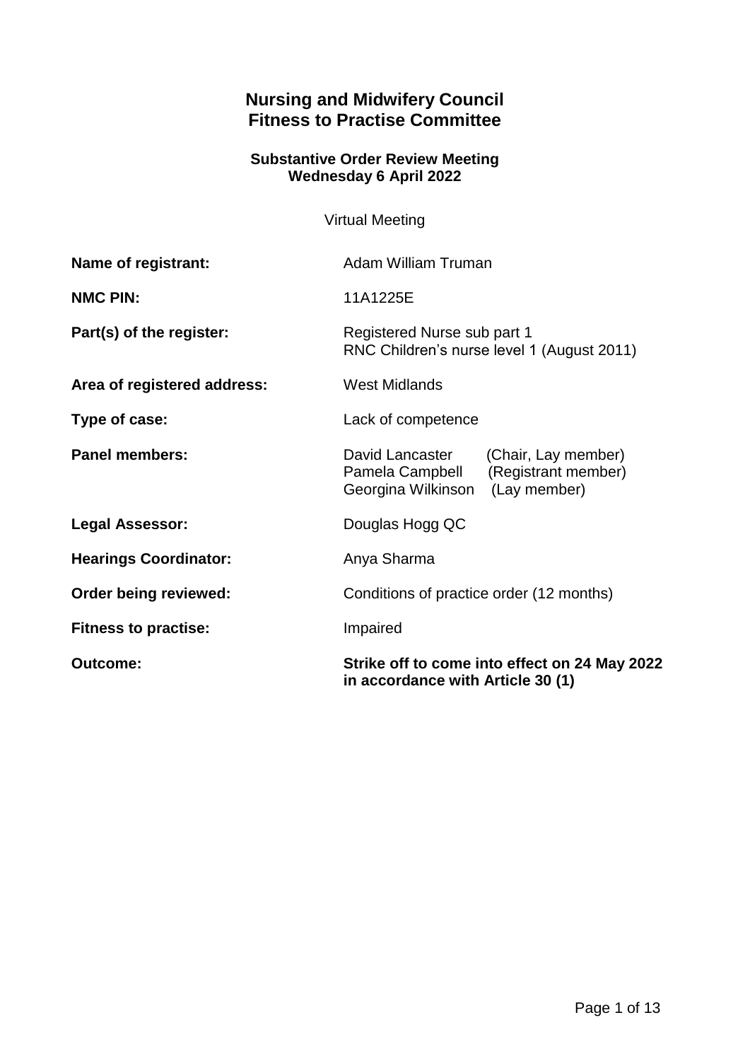# Nursing and Midwifery Council
# Fitness to Practise Committee

### Substantive Order Review Meeting
### Wednesday 6 April 2022

Virtual Meeting

**Name of registrant:** Adam William Truman

**NMC PIN:** 11A1225E

**Part(s) of the register:** Registered Nurse sub part 1
RNC Children's nurse level 1 (August 2011)

**Area of registered address:** West Midlands

**Type of case:** Lack of competence

**Panel members:** David Lancaster (Chair, Lay member)
Pamela Campbell (Registrant member)
Georgina Wilkinson (Lay member)

**Legal Assessor:** Douglas Hogg QC

**Hearings Coordinator:** Anya Sharma

**Order being reviewed:** Conditions of practice order (12 months)

**Fitness to practise:** Impaired

**Outcome:** **Strike off to come into effect on 24 May 2022 in accordance with Article 30 (1)**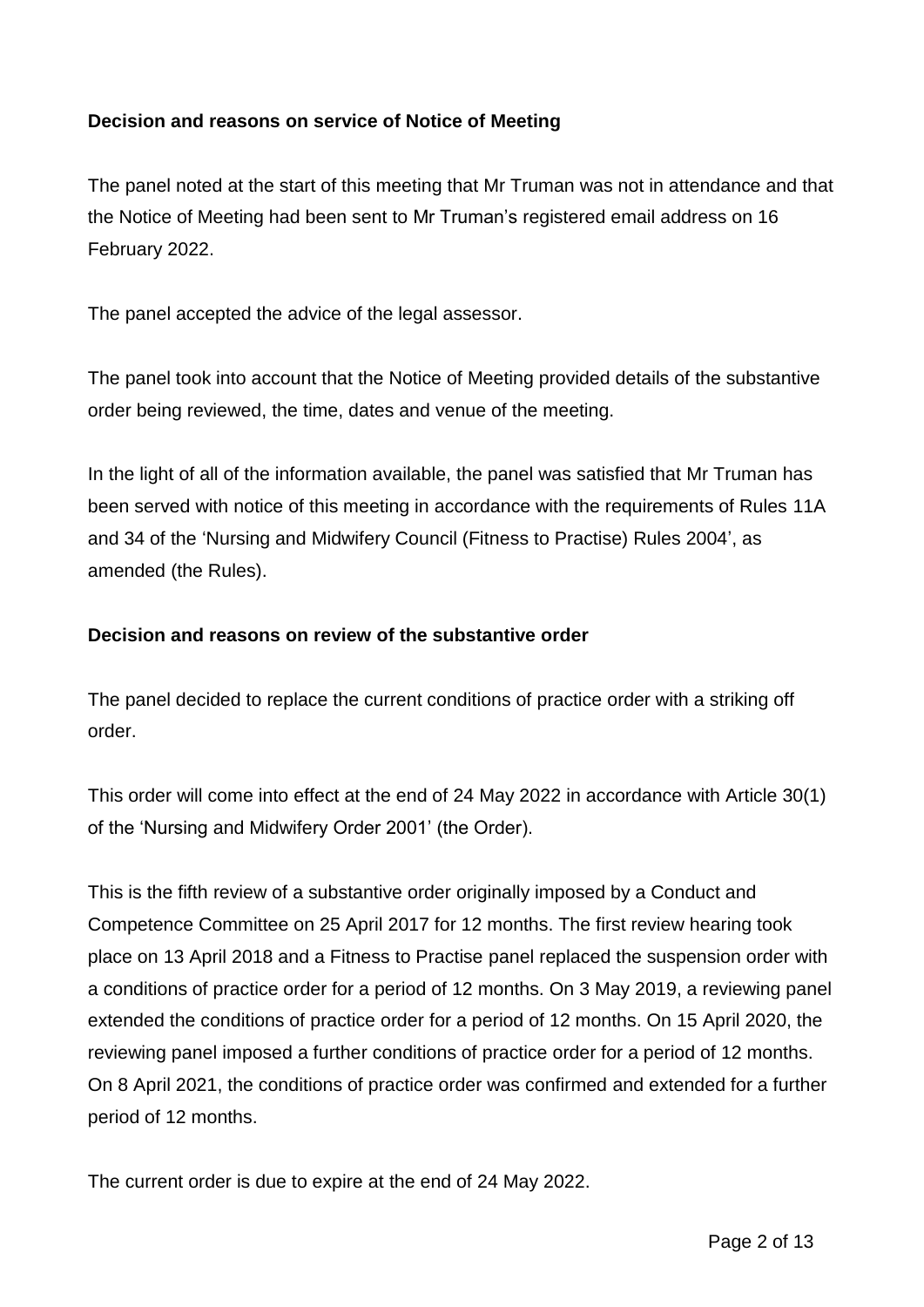**Decision and reasons on service of Notice of Meeting**

The panel noted at the start of this meeting that Mr Truman was not in attendance and that the Notice of Meeting had been sent to Mr Truman's registered email address on 16 February 2022.

The panel accepted the advice of the legal assessor.

The panel took into account that the Notice of Meeting provided details of the substantive order being reviewed, the time, dates and venue of the meeting.

In the light of all of the information available, the panel was satisfied that Mr Truman has been served with notice of this meeting in accordance with the requirements of Rules 11A and 34 of the 'Nursing and Midwifery Council (Fitness to Practise) Rules 2004', as amended (the Rules).

**Decision and reasons on review of the substantive order**

The panel decided to replace the current conditions of practice order with a striking off order.

This order will come into effect at the end of 24 May 2022 in accordance with Article 30(1) of the 'Nursing and Midwifery Order 2001' (the Order).

This is the fifth review of a substantive order originally imposed by a Conduct and Competence Committee on 25 April 2017 for 12 months. The first review hearing took place on 13 April 2018 and a Fitness to Practise panel replaced the suspension order with a conditions of practice order for a period of 12 months. On 3 May 2019, a reviewing panel extended the conditions of practice order for a period of 12 months. On 15 April 2020, the reviewing panel imposed a further conditions of practice order for a period of 12 months. On 8 April 2021, the conditions of practice order was confirmed and extended for a further period of 12 months.

The current order is due to expire at the end of 24 May 2022.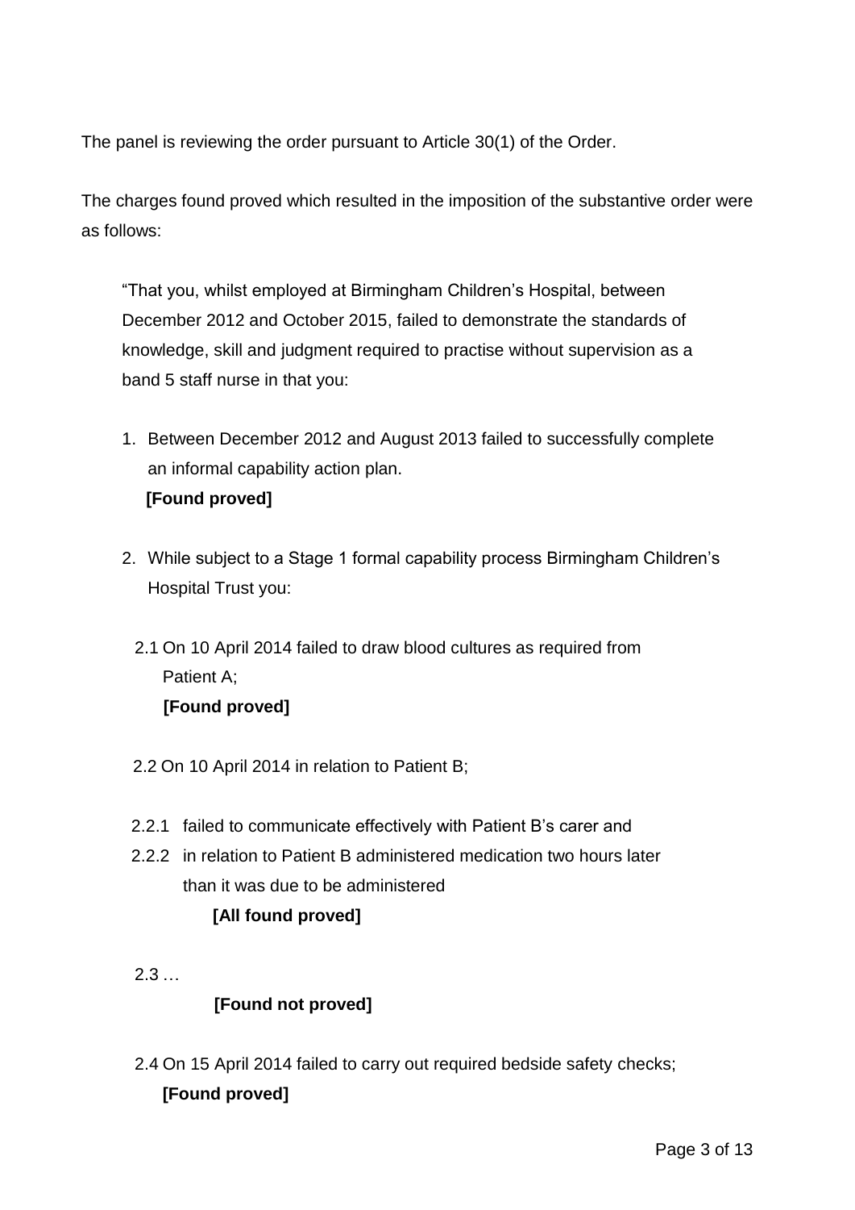The panel is reviewing the order pursuant to Article 30(1) of the Order.

The charges found proved which resulted in the imposition of the substantive order were as follows:

> "That you, whilst employed at Birmingham Children's Hospital, between December 2012 and October 2015, failed to demonstrate the standards of knowledge, skill and judgment required to practise without supervision as a band 5 staff nurse in that you:
>
> 1. Between December 2012 and August 2013 failed to successfully complete an informal capability action plan.
>    **[Found proved]**
>
> 2. While subject to a Stage 1 formal capability process Birmingham Children's Hospital Trust you:
>
>    2.1 On 10 April 2014 failed to draw blood cultures as required from Patient A;
>    **[Found proved]**
>
>    2.2 On 10 April 2014 in relation to Patient B;
>
>    2.2.1 failed to communicate effectively with Patient B's carer and
>
>    2.2.2 in relation to Patient B administered medication two hours later than it was due to be administered
>    **[All found proved]**
>
>    2.3 …
>    **[Found not proved]**
>
>    2.4 On 15 April 2014 failed to carry out required bedside safety checks;
>    **[Found proved]**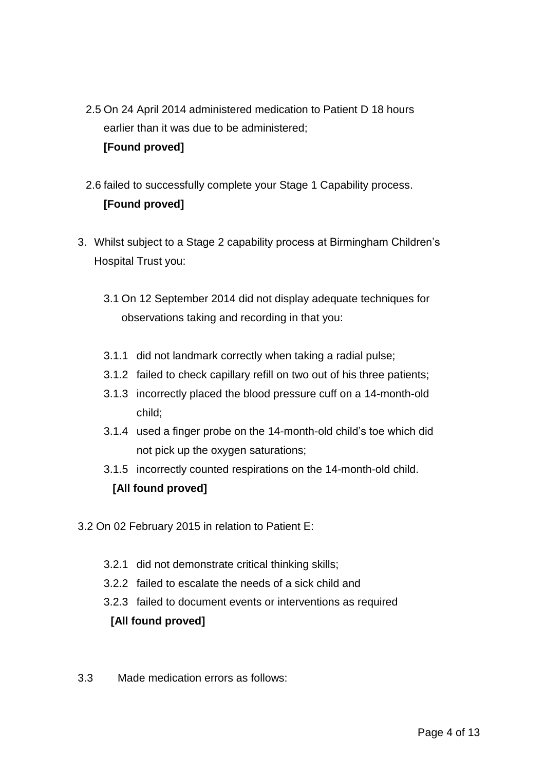2.5 On 24 April 2014 administered medication to Patient D 18 hours earlier than it was due to be administered;
**[Found proved]**

2.6 failed to successfully complete your Stage 1 Capability process.
**[Found proved]**

3. Whilst subject to a Stage 2 capability process at Birmingham Children's Hospital Trust you:

   3.1 On 12 September 2014 did not display adequate techniques for observations taking and recording in that you:

   3.1.1 did not landmark correctly when taking a radial pulse;
   3.1.2 failed to check capillary refill on two out of his three patients;
   3.1.3 incorrectly placed the blood pressure cuff on a 14-month-old child;
   3.1.4 used a finger probe on the 14-month-old child's toe which did not pick up the oxygen saturations;
   3.1.5 incorrectly counted respirations on the 14-month-old child.
   **[All found proved]**

3.2 On 02 February 2015 in relation to Patient E:

   3.2.1 did not demonstrate critical thinking skills;
   3.2.2 failed to escalate the needs of a sick child and
   3.2.3 failed to document events or interventions as required
   **[All found proved]**

3.3 Made medication errors as follows: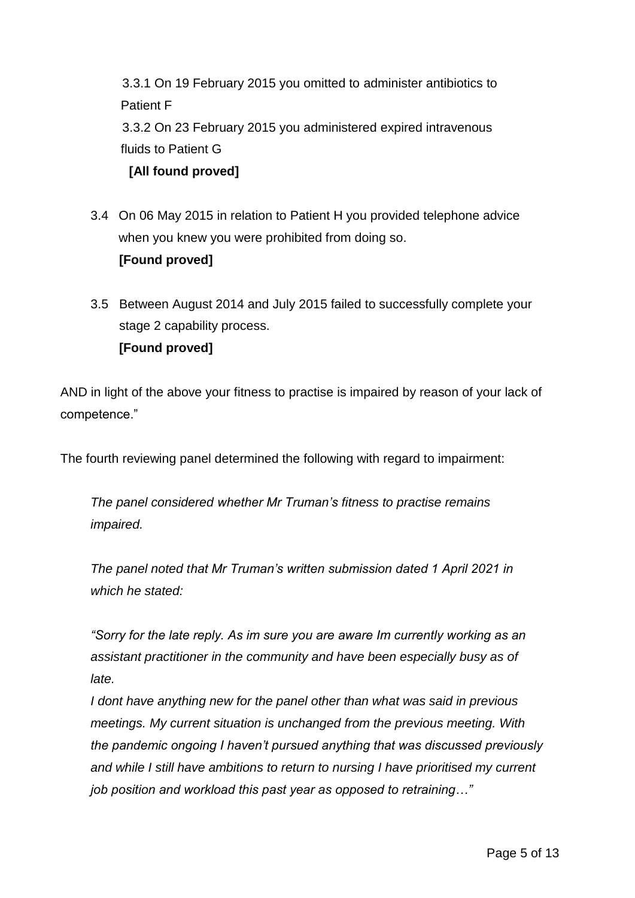3.3.1 On 19 February 2015 you omitted to administer antibiotics to Patient F

3.3.2 On 23 February 2015 you administered expired intravenous fluids to Patient G

**[All found proved]**

3.4 On 06 May 2015 in relation to Patient H you provided telephone advice when you knew you were prohibited from doing so.
**[Found proved]**

3.5 Between August 2014 and July 2015 failed to successfully complete your stage 2 capability process.
**[Found proved]**

AND in light of the above your fitness to practise is impaired by reason of your lack of competence."

The fourth reviewing panel determined the following with regard to impairment:

*The panel considered whether Mr Truman's fitness to practise remains impaired.*

*The panel noted that Mr Truman's written submission dated 1 April 2021 in which he stated:*

*"Sorry for the late reply. As im sure you are aware Im currently working as an assistant practitioner in the community and have been especially busy as of late.*
*I dont have anything new for the panel other than what was said in previous meetings. My current situation is unchanged from the previous meeting. With the pandemic ongoing I haven't pursued anything that was discussed previously and while I still have ambitions to return to nursing I have prioritised my current job position and workload this past year as opposed to retraining…"*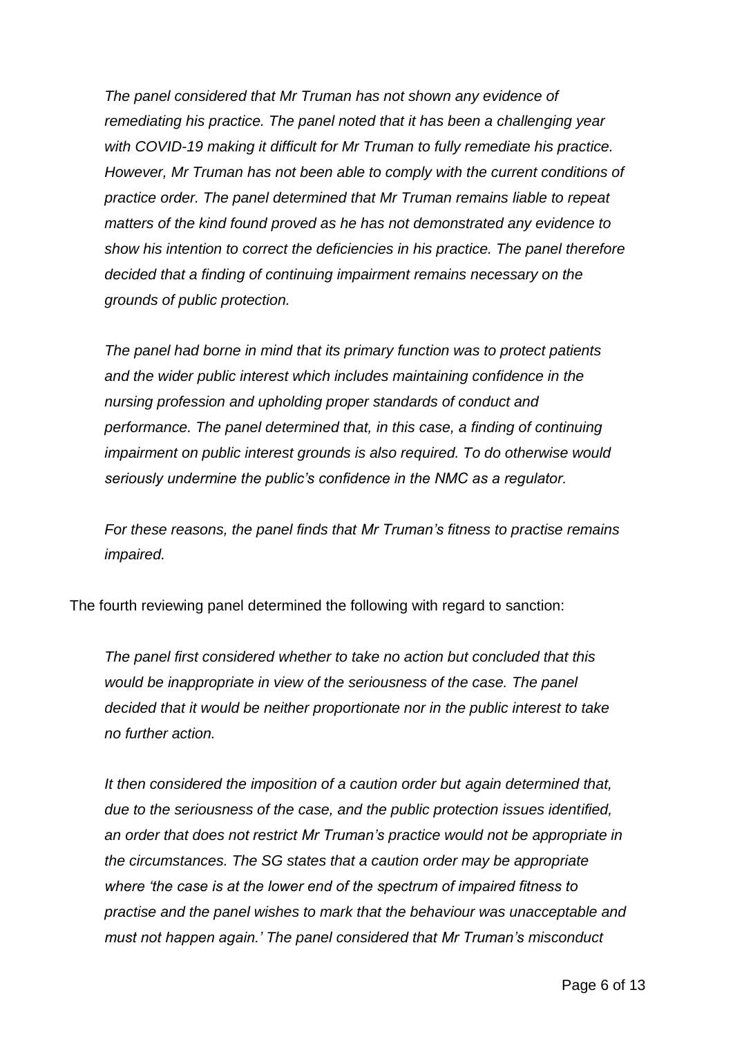*The panel considered that Mr Truman has not shown any evidence of remediating his practice. The panel noted that it has been a challenging year with COVID-19 making it difficult for Mr Truman to fully remediate his practice. However, Mr Truman has not been able to comply with the current conditions of practice order. The panel determined that Mr Truman remains liable to repeat matters of the kind found proved as he has not demonstrated any evidence to show his intention to correct the deficiencies in his practice. The panel therefore decided that a finding of continuing impairment remains necessary on the grounds of public protection.*

*The panel had borne in mind that its primary function was to protect patients and the wider public interest which includes maintaining confidence in the nursing profession and upholding proper standards of conduct and performance. The panel determined that, in this case, a finding of continuing impairment on public interest grounds is also required. To do otherwise would seriously undermine the public's confidence in the NMC as a regulator.*

*For these reasons, the panel finds that Mr Truman's fitness to practise remains impaired.*

The fourth reviewing panel determined the following with regard to sanction:

*The panel first considered whether to take no action but concluded that this would be inappropriate in view of the seriousness of the case. The panel decided that it would be neither proportionate nor in the public interest to take no further action.*

*It then considered the imposition of a caution order but again determined that, due to the seriousness of the case, and the public protection issues identified, an order that does not restrict Mr Truman's practice would not be appropriate in the circumstances. The SG states that a caution order may be appropriate where 'the case is at the lower end of the spectrum of impaired fitness to practise and the panel wishes to mark that the behaviour was unacceptable and must not happen again.' The panel considered that Mr Truman's misconduct*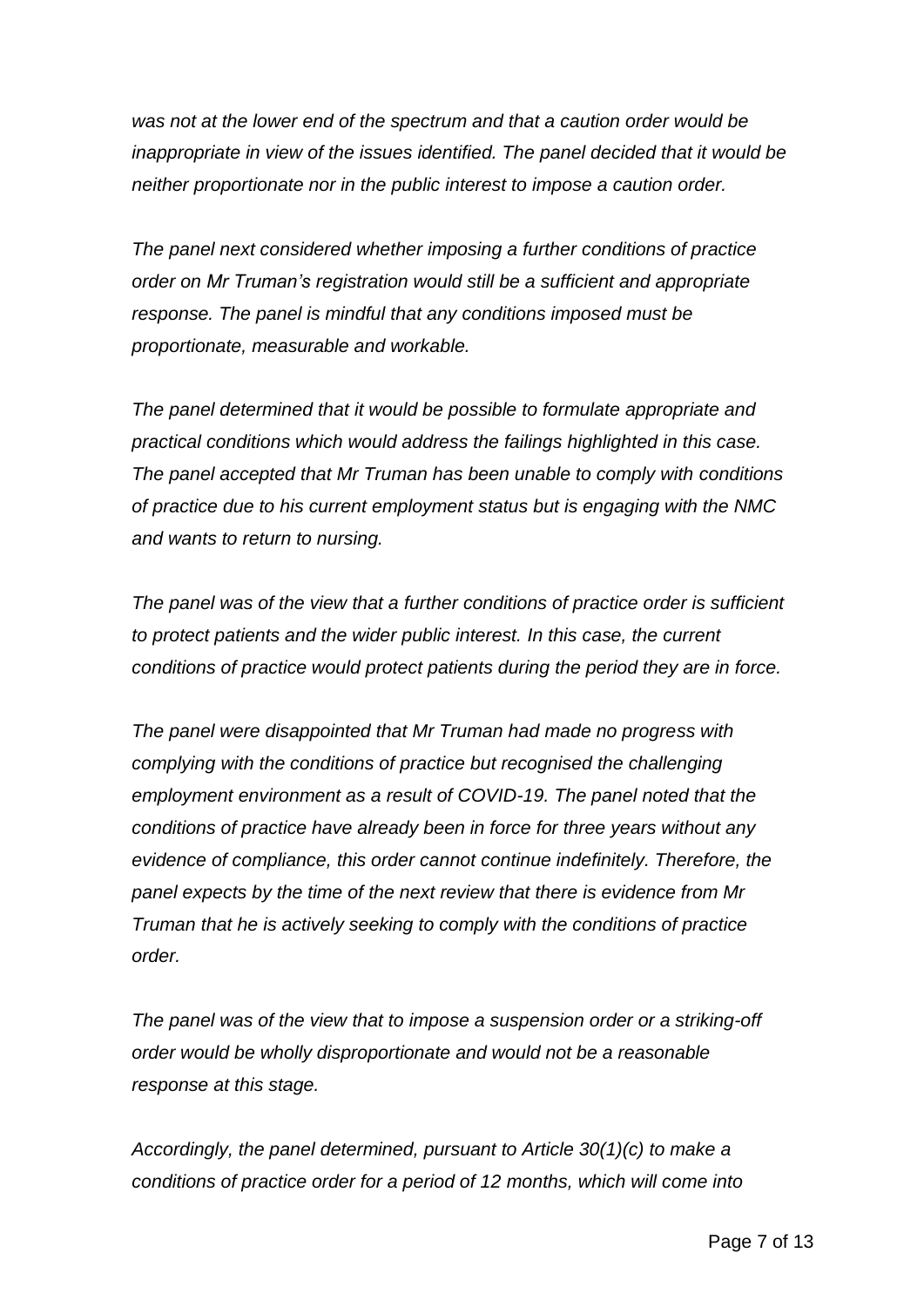*was not at the lower end of the spectrum and that a caution order would be inappropriate in view of the issues identified. The panel decided that it would be neither proportionate nor in the public interest to impose a caution order.*

*The panel next considered whether imposing a further conditions of practice order on Mr Truman's registration would still be a sufficient and appropriate response. The panel is mindful that any conditions imposed must be proportionate, measurable and workable.*

*The panel determined that it would be possible to formulate appropriate and practical conditions which would address the failings highlighted in this case. The panel accepted that Mr Truman has been unable to comply with conditions of practice due to his current employment status but is engaging with the NMC and wants to return to nursing.*

*The panel was of the view that a further conditions of practice order is sufficient to protect patients and the wider public interest. In this case, the current conditions of practice would protect patients during the period they are in force.*

*The panel were disappointed that Mr Truman had made no progress with complying with the conditions of practice but recognised the challenging employment environment as a result of COVID-19. The panel noted that the conditions of practice have already been in force for three years without any evidence of compliance, this order cannot continue indefinitely. Therefore, the panel expects by the time of the next review that there is evidence from Mr Truman that he is actively seeking to comply with the conditions of practice order.*

*The panel was of the view that to impose a suspension order or a striking-off order would be wholly disproportionate and would not be a reasonable response at this stage.*

*Accordingly, the panel determined, pursuant to Article 30(1)(c) to make a conditions of practice order for a period of 12 months, which will come into*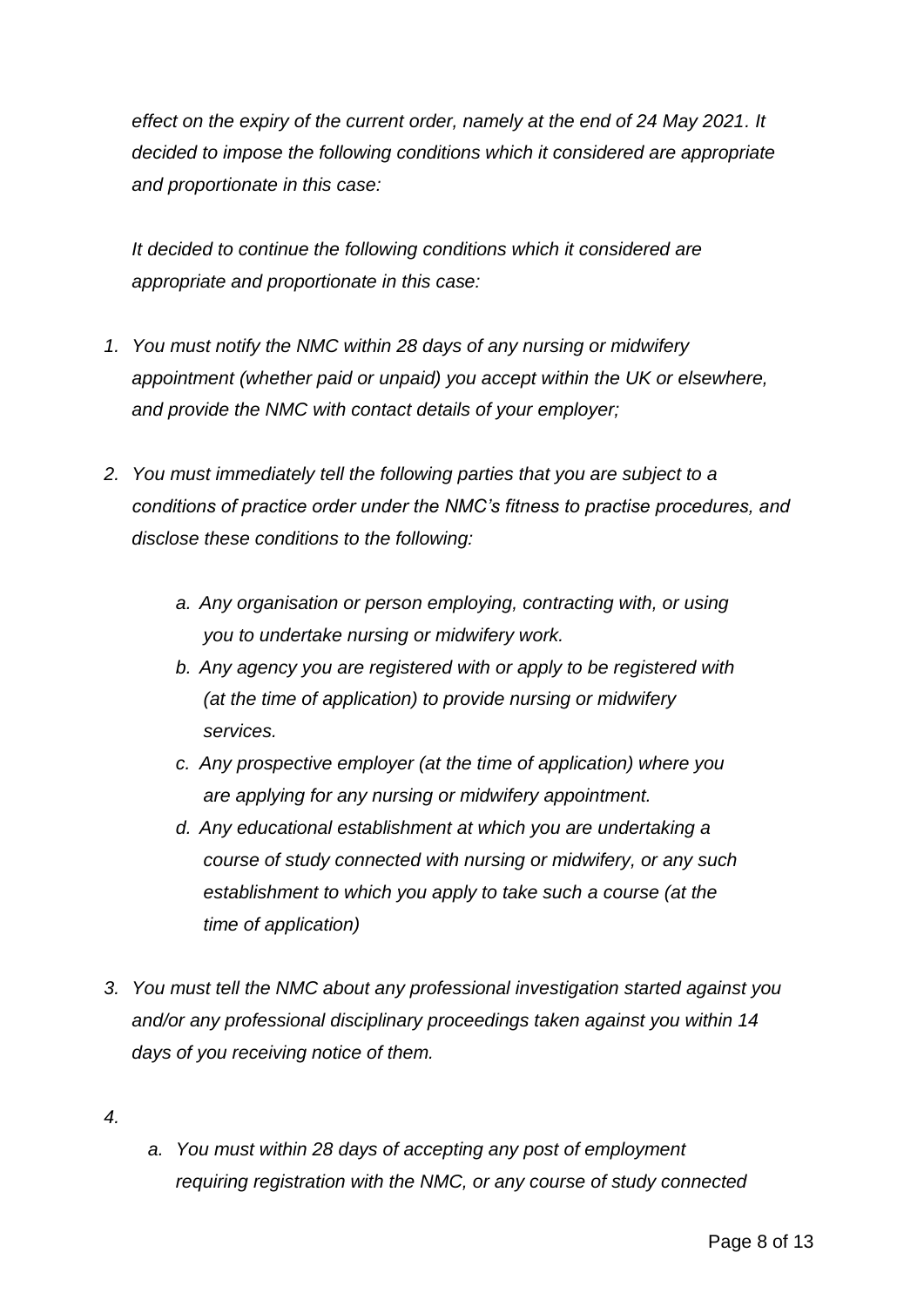*effect on the expiry of the current order, namely at the end of 24 May 2021. It decided to impose the following conditions which it considered are appropriate and proportionate in this case:*

*It decided to continue the following conditions which it considered are appropriate and proportionate in this case:*

1. *You must notify the NMC within 28 days of any nursing or midwifery appointment (whether paid or unpaid) you accept within the UK or elsewhere, and provide the NMC with contact details of your employer;*

2. *You must immediately tell the following parties that you are subject to a conditions of practice order under the NMC's fitness to practise procedures, and disclose these conditions to the following:*

   a. *Any organisation or person employing, contracting with, or using you to undertake nursing or midwifery work.*
   b. *Any agency you are registered with or apply to be registered with (at the time of application) to provide nursing or midwifery services.*
   c. *Any prospective employer (at the time of application) where you are applying for any nursing or midwifery appointment.*
   d. *Any educational establishment at which you are undertaking a course of study connected with nursing or midwifery, or any such establishment to which you apply to take such a course (at the time of application)*

3. *You must tell the NMC about any professional investigation started against you and/or any professional disciplinary proceedings taken against you within 14 days of you receiving notice of them.*

4. 
   a. *You must within 28 days of accepting any post of employment requiring registration with the NMC, or any course of study connected*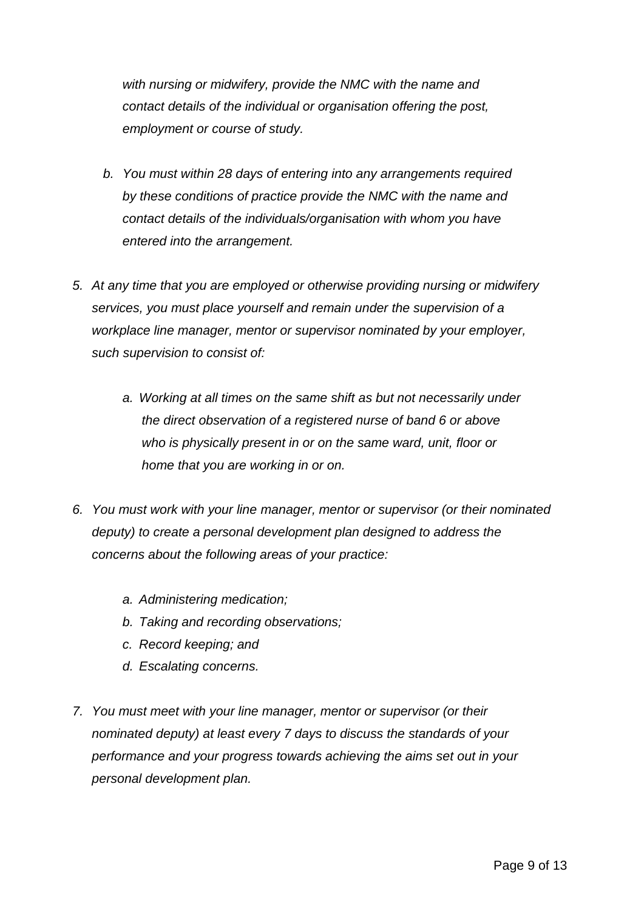*with nursing or midwifery, provide the NMC with the name and contact details of the individual or organisation offering the post, employment or course of study.*

   b. *You must within 28 days of entering into any arrangements required by these conditions of practice provide the NMC with the name and contact details of the individuals/organisation with whom you have entered into the arrangement.*

5. *At any time that you are employed or otherwise providing nursing or midwifery services, you must place yourself and remain under the supervision of a workplace line manager, mentor or supervisor nominated by your employer, such supervision to consist of:*

   a. *Working at all times on the same shift as but not necessarily under the direct observation of a registered nurse of band 6 or above who is physically present in or on the same ward, unit, floor or home that you are working in or on.*

6. *You must work with your line manager, mentor or supervisor (or their nominated deputy) to create a personal development plan designed to address the concerns about the following areas of your practice:*

   a. *Administering medication;*
   b. *Taking and recording observations;*
   c. *Record keeping; and*
   d. *Escalating concerns.*

7. *You must meet with your line manager, mentor or supervisor (or their nominated deputy) at least every 7 days to discuss the standards of your performance and your progress towards achieving the aims set out in your personal development plan.*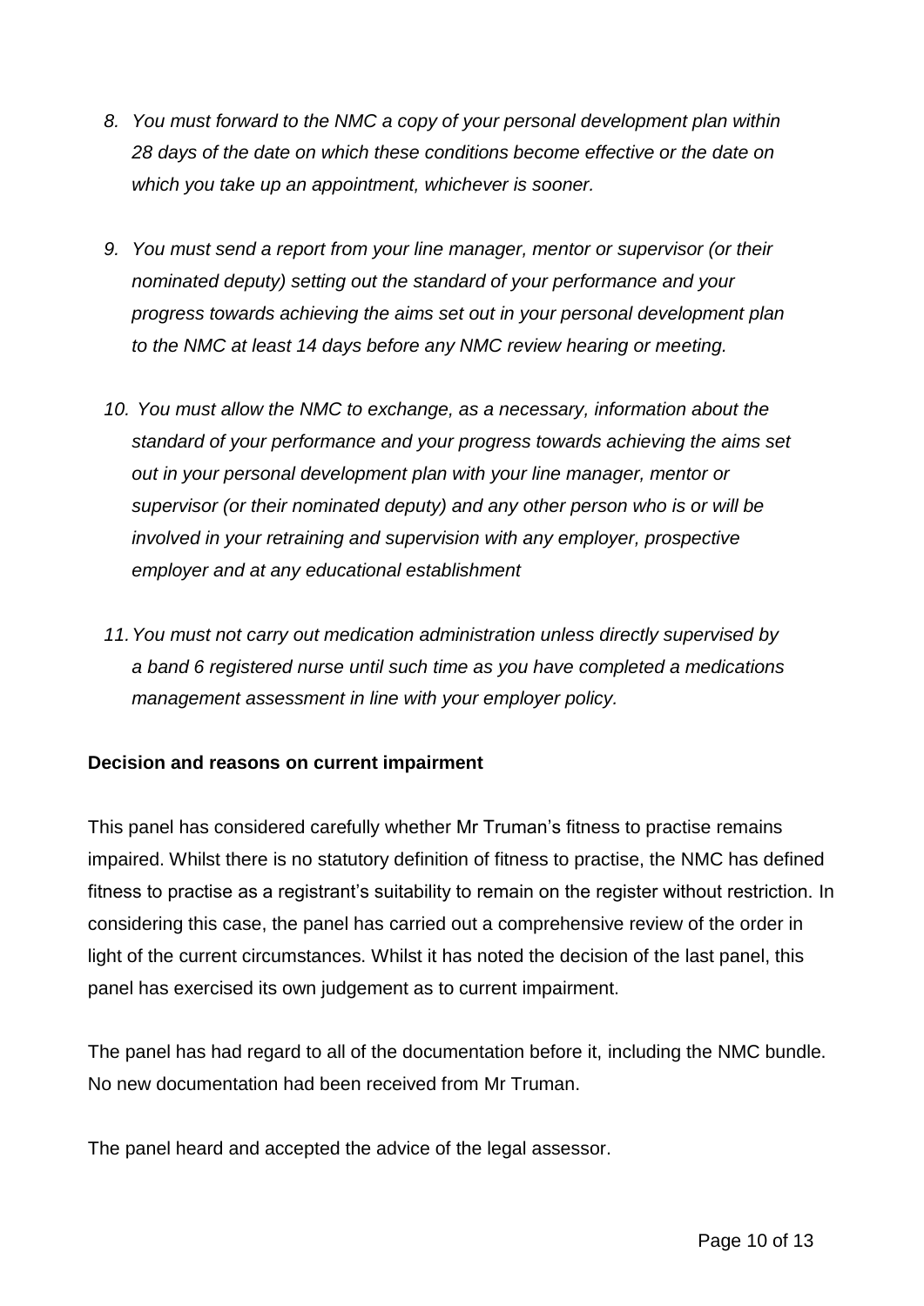8. *You must forward to the NMC a copy of your personal development plan within 28 days of the date on which these conditions become effective or the date on which you take up an appointment, whichever is sooner.*

9. *You must send a report from your line manager, mentor or supervisor (or their nominated deputy) setting out the standard of your performance and your progress towards achieving the aims set out in your personal development plan to the NMC at least 14 days before any NMC review hearing or meeting.*

10. *You must allow the NMC to exchange, as a necessary, information about the standard of your performance and your progress towards achieving the aims set out in your personal development plan with your line manager, mentor or supervisor (or their nominated deputy) and any other person who is or will be involved in your retraining and supervision with any employer, prospective employer and at any educational establishment*

11. *You must not carry out medication administration unless directly supervised by a band 6 registered nurse until such time as you have completed a medications management assessment in line with your employer policy.*

**Decision and reasons on current impairment**

This panel has considered carefully whether Mr Truman's fitness to practise remains impaired. Whilst there is no statutory definition of fitness to practise, the NMC has defined fitness to practise as a registrant's suitability to remain on the register without restriction. In considering this case, the panel has carried out a comprehensive review of the order in light of the current circumstances. Whilst it has noted the decision of the last panel, this panel has exercised its own judgement as to current impairment.

The panel has had regard to all of the documentation before it, including the NMC bundle. No new documentation had been received from Mr Truman.

The panel heard and accepted the advice of the legal assessor.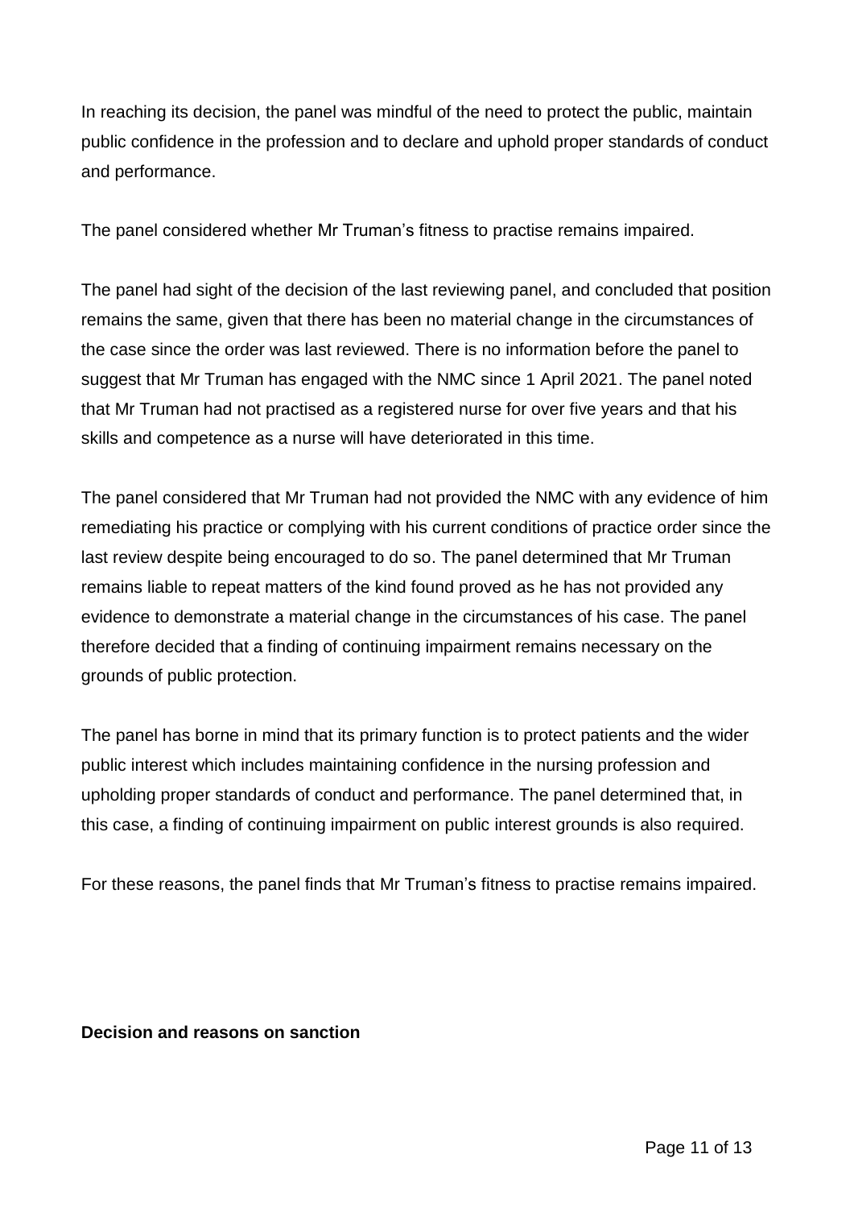In reaching its decision, the panel was mindful of the need to protect the public, maintain public confidence in the profession and to declare and uphold proper standards of conduct and performance.

The panel considered whether Mr Truman's fitness to practise remains impaired.

The panel had sight of the decision of the last reviewing panel, and concluded that position remains the same, given that there has been no material change in the circumstances of the case since the order was last reviewed. There is no information before the panel to suggest that Mr Truman has engaged with the NMC since 1 April 2021. The panel noted that Mr Truman had not practised as a registered nurse for over five years and that his skills and competence as a nurse will have deteriorated in this time.

The panel considered that Mr Truman had not provided the NMC with any evidence of him remediating his practice or complying with his current conditions of practice order since the last review despite being encouraged to do so. The panel determined that Mr Truman remains liable to repeat matters of the kind found proved as he has not provided any evidence to demonstrate a material change in the circumstances of his case. The panel therefore decided that a finding of continuing impairment remains necessary on the grounds of public protection.

The panel has borne in mind that its primary function is to protect patients and the wider public interest which includes maintaining confidence in the nursing profession and upholding proper standards of conduct and performance. The panel determined that, in this case, a finding of continuing impairment on public interest grounds is also required.

For these reasons, the panel finds that Mr Truman's fitness to practise remains impaired.

**Decision and reasons on sanction**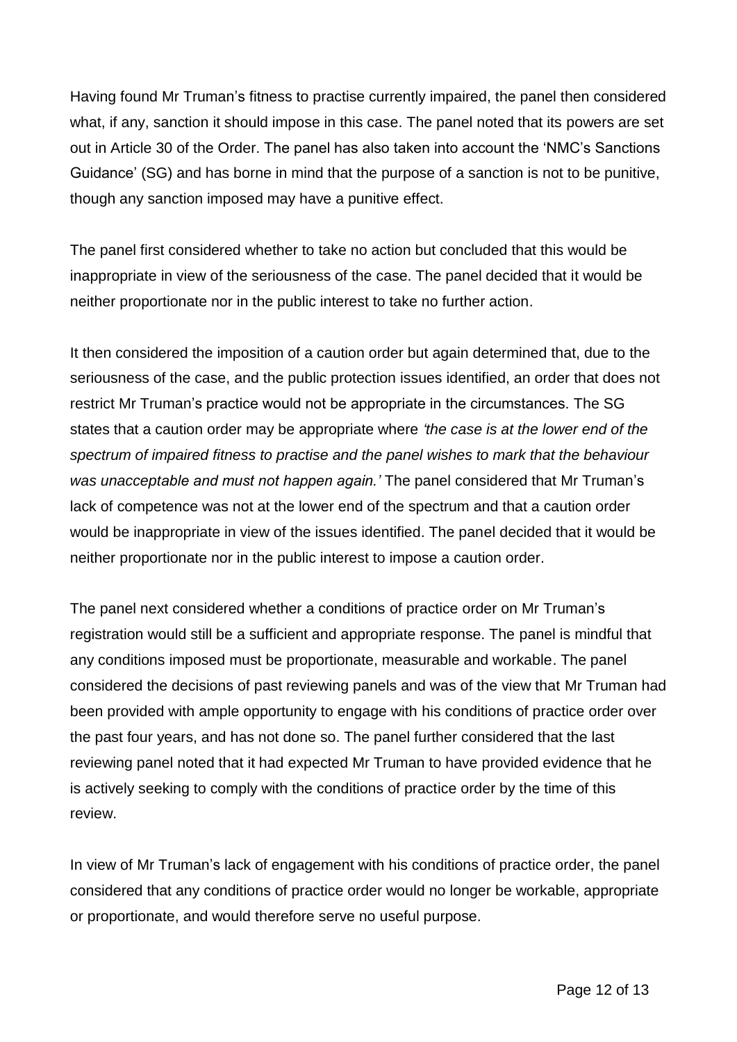Having found Mr Truman's fitness to practise currently impaired, the panel then considered what, if any, sanction it should impose in this case. The panel noted that its powers are set out in Article 30 of the Order. The panel has also taken into account the 'NMC's Sanctions Guidance' (SG) and has borne in mind that the purpose of a sanction is not to be punitive, though any sanction imposed may have a punitive effect.

The panel first considered whether to take no action but concluded that this would be inappropriate in view of the seriousness of the case. The panel decided that it would be neither proportionate nor in the public interest to take no further action.

It then considered the imposition of a caution order but again determined that, due to the seriousness of the case, and the public protection issues identified, an order that does not restrict Mr Truman's practice would not be appropriate in the circumstances. The SG states that a caution order may be appropriate where *'the case is at the lower end of the spectrum of impaired fitness to practise and the panel wishes to mark that the behaviour was unacceptable and must not happen again.'* The panel considered that Mr Truman's lack of competence was not at the lower end of the spectrum and that a caution order would be inappropriate in view of the issues identified. The panel decided that it would be neither proportionate nor in the public interest to impose a caution order.

The panel next considered whether a conditions of practice order on Mr Truman's registration would still be a sufficient and appropriate response. The panel is mindful that any conditions imposed must be proportionate, measurable and workable. The panel considered the decisions of past reviewing panels and was of the view that Mr Truman had been provided with ample opportunity to engage with his conditions of practice order over the past four years, and has not done so. The panel further considered that the last reviewing panel noted that it had expected Mr Truman to have provided evidence that he is actively seeking to comply with the conditions of practice order by the time of this review.

In view of Mr Truman's lack of engagement with his conditions of practice order, the panel considered that any conditions of practice order would no longer be workable, appropriate or proportionate, and would therefore serve no useful purpose.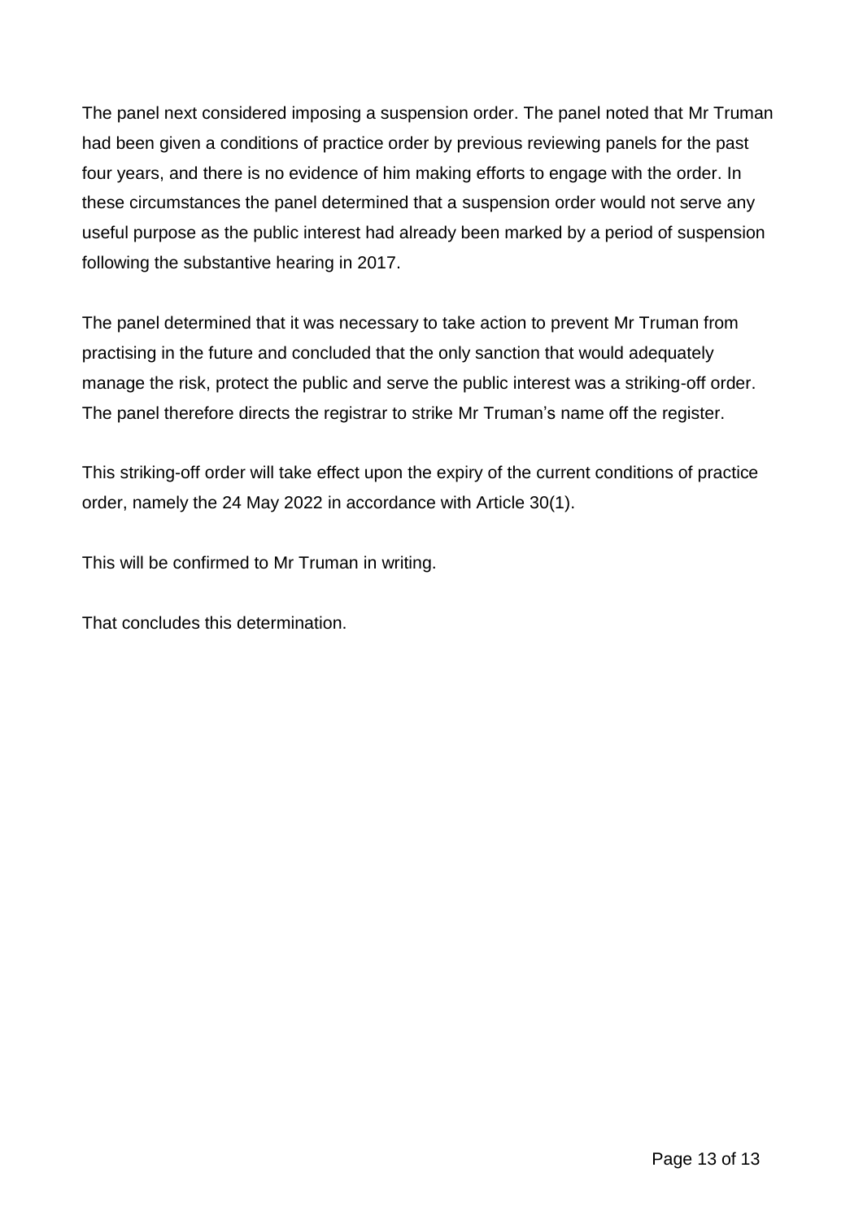The panel next considered imposing a suspension order. The panel noted that Mr Truman had been given a conditions of practice order by previous reviewing panels for the past four years, and there is no evidence of him making efforts to engage with the order. In these circumstances the panel determined that a suspension order would not serve any useful purpose as the public interest had already been marked by a period of suspension following the substantive hearing in 2017.

The panel determined that it was necessary to take action to prevent Mr Truman from practising in the future and concluded that the only sanction that would adequately manage the risk, protect the public and serve the public interest was a striking-off order. The panel therefore directs the registrar to strike Mr Truman's name off the register.

This striking-off order will take effect upon the expiry of the current conditions of practice order, namely the 24 May 2022 in accordance with Article 30(1).

This will be confirmed to Mr Truman in writing.

That concludes this determination.